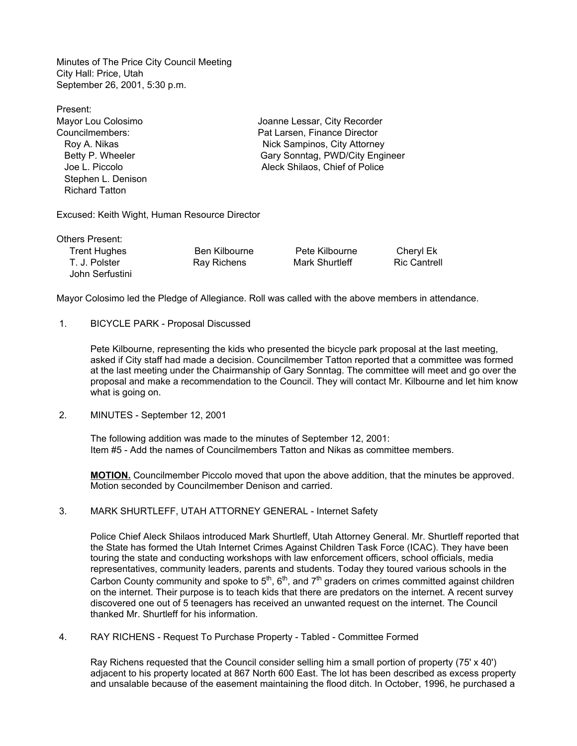Minutes of The Price City Council Meeting
City Hall: Price, Utah
September 26, 2001, 5:30 p.m.

Present:

| | |
|---|---|
| Mayor Lou Colosimo | Joanne Lessar, City Recorder |
| Councilmembers: | Pat Larsen, Finance Director |
| Roy A. Nikas | Nick Sampinos, City Attorney |
| Betty P. Wheeler | Gary Sonntag, PWD/City Engineer |
| Joe L. Piccolo | Aleck Shilaos, Chief of Police |
| Stephen L. Denison | |
| Richard Tatton | |

Excused: Keith Wight, Human Resource Director

Others Present:

| | | | |
|---|---|---|---|
| Trent Hughes | Ben Kilbourne | Pete Kilbourne | Cheryl Ek |
| T. J. Polster | Ray Richens | Mark Shurtleff | Ric Cantrell |
| John Serfustini | | | |

Mayor Colosimo led the Pledge of Allegiance. Roll was called with the above members in attendance.

1. BICYCLE PARK - Proposal Discussed

   Pete Kilbourne, representing the kids who presented the bicycle park proposal at the last meeting, asked if City staff had made a decision. Councilmember Tatton reported that a committee was formed at the last meeting under the Chairmanship of Gary Sonntag. The committee will meet and go over the proposal and make a recommendation to the Council. They will contact Mr. Kilbourne and let him know what is going on.

2. MINUTES - September 12, 2001

   The following addition was made to the minutes of September 12, 2001:
   Item #5 - Add the names of Councilmembers Tatton and Nikas as committee members.

   **MOTION.** Councilmember Piccolo moved that upon the above addition, that the minutes be approved. Motion seconded by Councilmember Denison and carried.

3. MARK SHURTLEFF, UTAH ATTORNEY GENERAL - Internet Safety

   Police Chief Aleck Shilaos introduced Mark Shurtleff, Utah Attorney General. Mr. Shurtleff reported that the State has formed the Utah Internet Crimes Against Children Task Force (ICAC). They have been touring the state and conducting workshops with law enforcement officers, school officials, media representatives, community leaders, parents and students. Today they toured various schools in the Carbon County community and spoke to 5th, 6th, and 7th graders on crimes committed against children on the internet. Their purpose is to teach kids that there are predators on the internet. A recent survey discovered one out of 5 teenagers has received an unwanted request on the internet. The Council thanked Mr. Shurtleff for his information.

4. RAY RICHENS - Request To Purchase Property - Tabled - Committee Formed

   Ray Richens requested that the Council consider selling him a small portion of property (75' x 40') adjacent to his property located at 867 North 600 East. The lot has been described as excess property and unsalable because of the easement maintaining the flood ditch. In October, 1996, he purchased a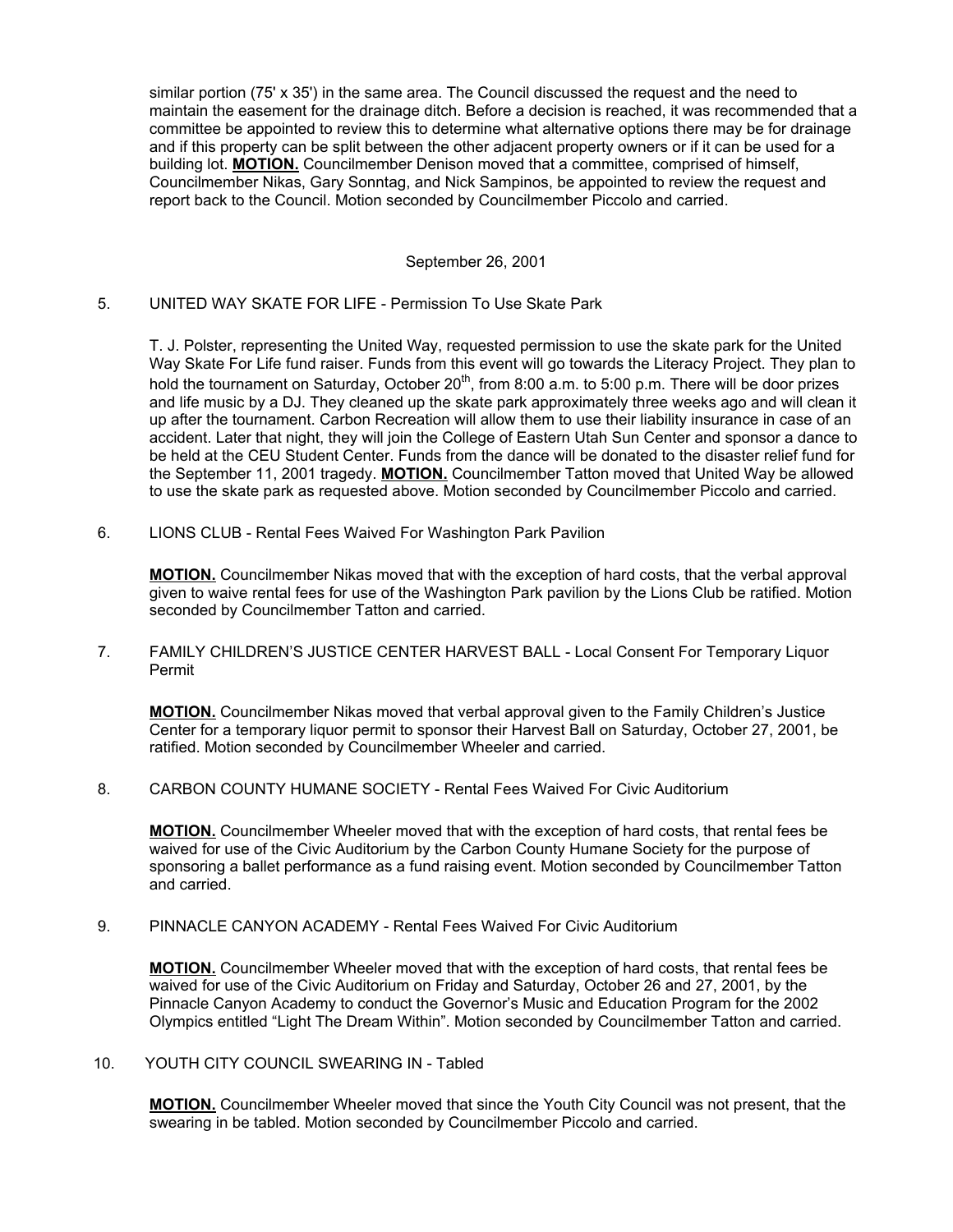similar portion (75' x 35') in the same area. The Council discussed the request and the need to maintain the easement for the drainage ditch. Before a decision is reached, it was recommended that a committee be appointed to review this to determine what alternative options there may be for drainage and if this property can be split between the other adjacent property owners or if it can be used for a building lot. **MOTION.** Councilmember Denison moved that a committee, comprised of himself, Councilmember Nikas, Gary Sonntag, and Nick Sampinos, be appointed to review the request and report back to the Council. Motion seconded by Councilmember Piccolo and carried.

September 26, 2001

5. UNITED WAY SKATE FOR LIFE - Permission To Use Skate Park

T. J. Polster, representing the United Way, requested permission to use the skate park for the United Way Skate For Life fund raiser. Funds from this event will go towards the Literacy Project. They plan to hold the tournament on Saturday, October 20th, from 8:00 a.m. to 5:00 p.m. There will be door prizes and life music by a DJ. They cleaned up the skate park approximately three weeks ago and will clean it up after the tournament. Carbon Recreation will allow them to use their liability insurance in case of an accident. Later that night, they will join the College of Eastern Utah Sun Center and sponsor a dance to be held at the CEU Student Center. Funds from the dance will be donated to the disaster relief fund for the September 11, 2001 tragedy. **MOTION.** Councilmember Tatton moved that United Way be allowed to use the skate park as requested above. Motion seconded by Councilmember Piccolo and carried.

6. LIONS CLUB - Rental Fees Waived For Washington Park Pavilion

**MOTION.** Councilmember Nikas moved that with the exception of hard costs, that the verbal approval given to waive rental fees for use of the Washington Park pavilion by the Lions Club be ratified. Motion seconded by Councilmember Tatton and carried.

7. FAMILY CHILDREN'S JUSTICE CENTER HARVEST BALL - Local Consent For Temporary Liquor Permit

**MOTION.** Councilmember Nikas moved that verbal approval given to the Family Children's Justice Center for a temporary liquor permit to sponsor their Harvest Ball on Saturday, October 27, 2001, be ratified. Motion seconded by Councilmember Wheeler and carried.

8. CARBON COUNTY HUMANE SOCIETY - Rental Fees Waived For Civic Auditorium

**MOTION.** Councilmember Wheeler moved that with the exception of hard costs, that rental fees be waived for use of the Civic Auditorium by the Carbon County Humane Society for the purpose of sponsoring a ballet performance as a fund raising event. Motion seconded by Councilmember Tatton and carried.

9. PINNACLE CANYON ACADEMY - Rental Fees Waived For Civic Auditorium

**MOTION.** Councilmember Wheeler moved that with the exception of hard costs, that rental fees be waived for use of the Civic Auditorium on Friday and Saturday, October 26 and 27, 2001, by the Pinnacle Canyon Academy to conduct the Governor's Music and Education Program for the 2002 Olympics entitled "Light The Dream Within". Motion seconded by Councilmember Tatton and carried.

10. YOUTH CITY COUNCIL SWEARING IN - Tabled

**MOTION.** Councilmember Wheeler moved that since the Youth City Council was not present, that the swearing in be tabled. Motion seconded by Councilmember Piccolo and carried.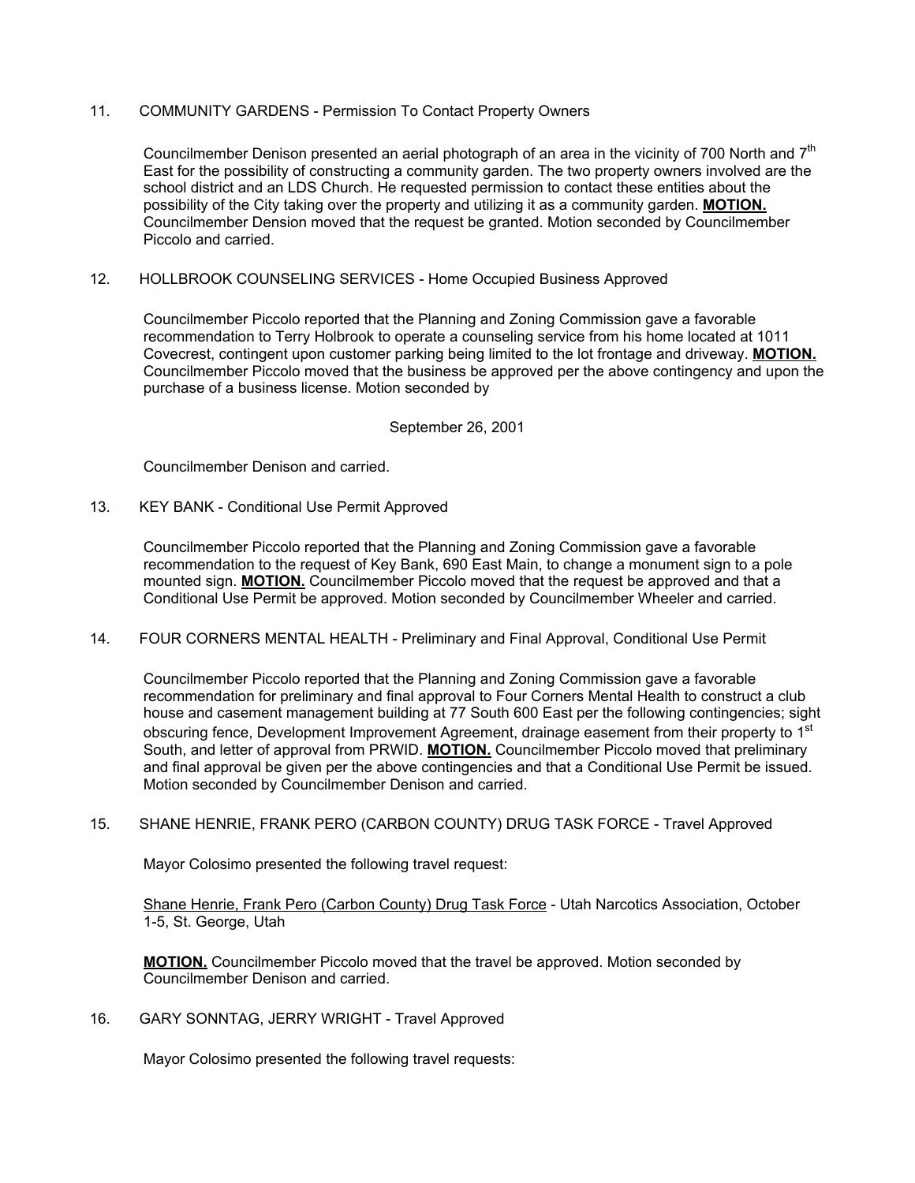11. COMMUNITY GARDENS - Permission To Contact Property Owners

Councilmember Denison presented an aerial photograph of an area in the vicinity of 700 North and 7th East for the possibility of constructing a community garden. The two property owners involved are the school district and an LDS Church. He requested permission to contact these entities about the possibility of the City taking over the property and utilizing it as a community garden. **MOTION.** Councilmember Dension moved that the request be granted. Motion seconded by Councilmember Piccolo and carried.

12. HOLLBROOK COUNSELING SERVICES - Home Occupied Business Approved

Councilmember Piccolo reported that the Planning and Zoning Commission gave a favorable recommendation to Terry Holbrook to operate a counseling service from his home located at 1011 Covecrest, contingent upon customer parking being limited to the lot frontage and driveway. **MOTION.** Councilmember Piccolo moved that the business be approved per the above contingency and upon the purchase of a business license. Motion seconded by

September 26, 2001

Councilmember Denison and carried.

13. KEY BANK - Conditional Use Permit Approved

Councilmember Piccolo reported that the Planning and Zoning Commission gave a favorable recommendation to the request of Key Bank, 690 East Main, to change a monument sign to a pole mounted sign. **MOTION.** Councilmember Piccolo moved that the request be approved and that a Conditional Use Permit be approved. Motion seconded by Councilmember Wheeler and carried.

14. FOUR CORNERS MENTAL HEALTH - Preliminary and Final Approval, Conditional Use Permit

Councilmember Piccolo reported that the Planning and Zoning Commission gave a favorable recommendation for preliminary and final approval to Four Corners Mental Health to construct a club house and casement management building at 77 South 600 East per the following contingencies; sight obscuring fence, Development Improvement Agreement, drainage easement from their property to 1st South, and letter of approval from PRWID. **MOTION.** Councilmember Piccolo moved that preliminary and final approval be given per the above contingencies and that a Conditional Use Permit be issued. Motion seconded by Councilmember Denison and carried.

15. SHANE HENRIE, FRANK PERO (CARBON COUNTY) DRUG TASK FORCE - Travel Approved

Mayor Colosimo presented the following travel request:

Shane Henrie, Frank Pero (Carbon County) Drug Task Force - Utah Narcotics Association, October 1-5, St. George, Utah

**MOTION.** Councilmember Piccolo moved that the travel be approved. Motion seconded by Councilmember Denison and carried.

16. GARY SONNTAG, JERRY WRIGHT - Travel Approved

Mayor Colosimo presented the following travel requests: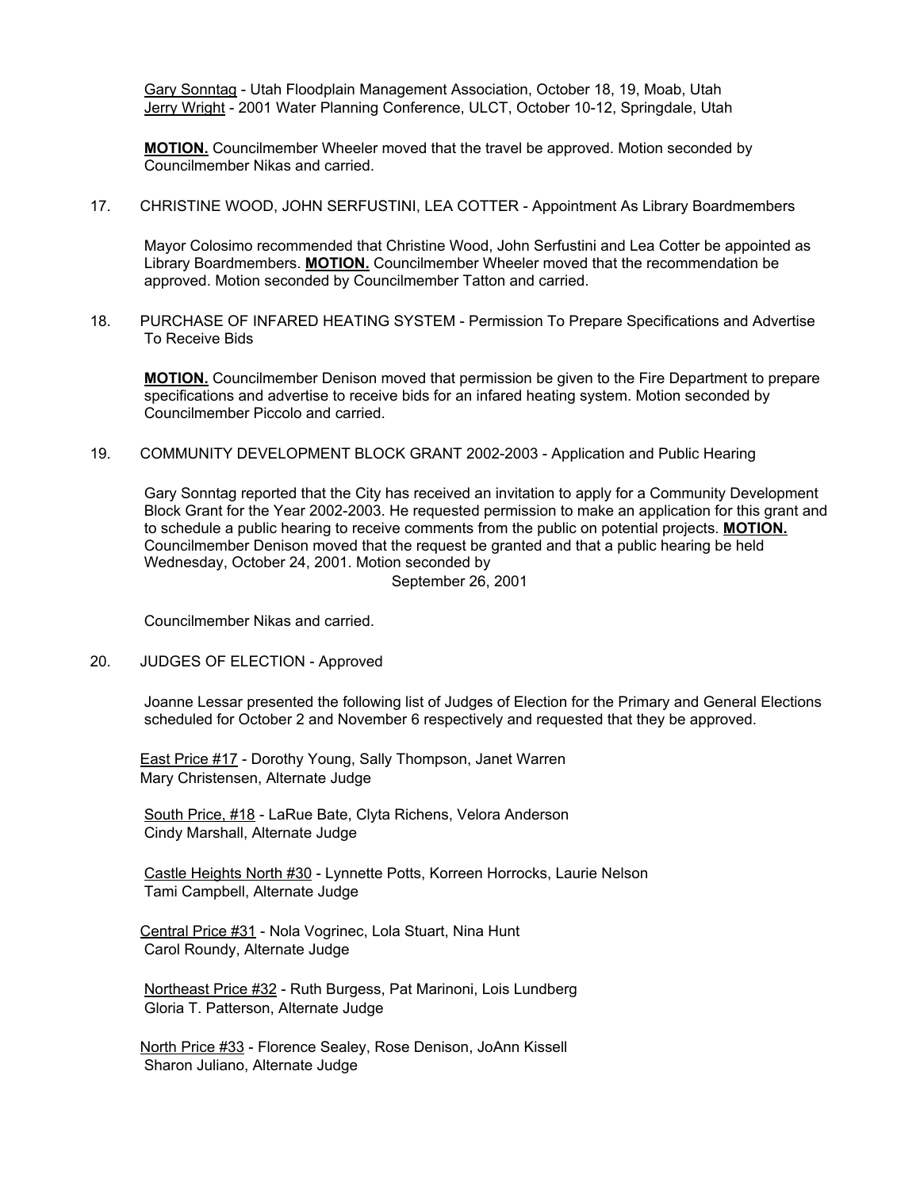<u>Gary Sonntag</u> - Utah Floodplain Management Association, October 18, 19, Moab, Utah
<u>Jerry Wright</u> - 2001 Water Planning Conference, ULCT, October 10-12, Springdale, Utah

**MOTION.** Councilmember Wheeler moved that the travel be approved. Motion seconded by Councilmember Nikas and carried.

17. CHRISTINE WOOD, JOHN SERFUSTINI, LEA COTTER - Appointment As Library Boardmembers

Mayor Colosimo recommended that Christine Wood, John Serfustini and Lea Cotter be appointed as Library Boardmembers. **MOTION.** Councilmember Wheeler moved that the recommendation be approved. Motion seconded by Councilmember Tatton and carried.

18. PURCHASE OF INFARED HEATING SYSTEM - Permission To Prepare Specifications and Advertise To Receive Bids

**MOTION.** Councilmember Denison moved that permission be given to the Fire Department to prepare specifications and advertise to receive bids for an infared heating system. Motion seconded by Councilmember Piccolo and carried.

19. COMMUNITY DEVELOPMENT BLOCK GRANT 2002-2003 - Application and Public Hearing

Gary Sonntag reported that the City has received an invitation to apply for a Community Development Block Grant for the Year 2002-2003. He requested permission to make an application for this grant and to schedule a public hearing to receive comments from the public on potential projects. **MOTION.** Councilmember Denison moved that the request be granted and that a public hearing be held Wednesday, October 24, 2001. Motion seconded by Councilmember Nikas and carried.

20. JUDGES OF ELECTION - Approved

Joanne Lessar presented the following list of Judges of Election for the Primary and General Elections scheduled for October 2 and November 6 respectively and requested that they be approved.

<u>East Price #17</u> - Dorothy Young, Sally Thompson, Janet Warren
Mary Christensen, Alternate Judge

<u>South Price, #18</u> - LaRue Bate, Clyta Richens, Velora Anderson
Cindy Marshall, Alternate Judge

<u>Castle Heights North #30</u> - Lynnette Potts, Korreen Horrocks, Laurie Nelson
Tami Campbell, Alternate Judge

<u>Central Price #31</u> - Nola Vogrinec, Lola Stuart, Nina Hunt
Carol Roundy, Alternate Judge

<u>Northeast Price #32</u> - Ruth Burgess, Pat Marinoni, Lois Lundberg
Gloria T. Patterson, Alternate Judge

<u>North Price #33</u> - Florence Sealey, Rose Denison, JoAnn Kissell
Sharon Juliano, Alternate Judge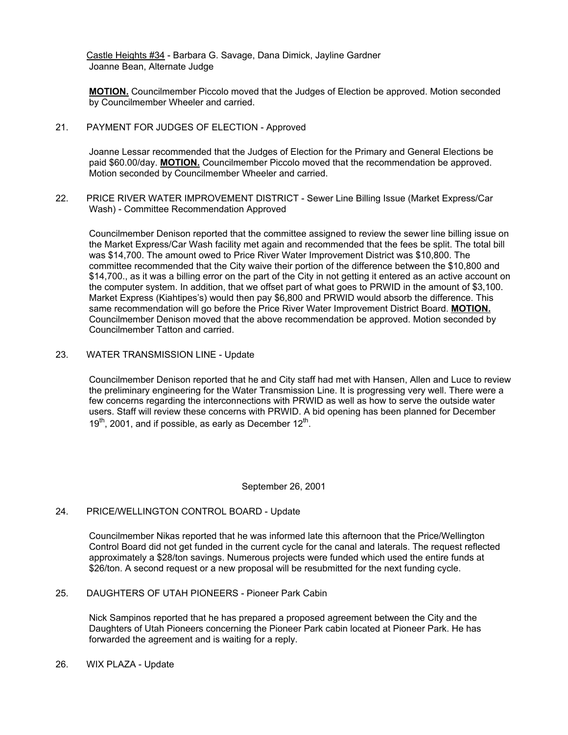Castle Heights #34 - Barbara G. Savage, Dana Dimick, Jayline Gardner
Joanne Bean, Alternate Judge

**MOTION.** Councilmember Piccolo moved that the Judges of Election be approved. Motion seconded by Councilmember Wheeler and carried.

21. PAYMENT FOR JUDGES OF ELECTION - Approved

Joanne Lessar recommended that the Judges of Election for the Primary and General Elections be paid $60.00/day. **MOTION.** Councilmember Piccolo moved that the recommendation be approved. Motion seconded by Councilmember Wheeler and carried.

22. PRICE RIVER WATER IMPROVEMENT DISTRICT - Sewer Line Billing Issue (Market Express/Car Wash) - Committee Recommendation Approved

Councilmember Denison reported that the committee assigned to review the sewer line billing issue on the Market Express/Car Wash facility met again and recommended that the fees be split. The total bill was $14,700. The amount owed to Price River Water Improvement District was $10,800. The committee recommended that the City waive their portion of the difference between the $10,800 and $14,700., as it was a billing error on the part of the City in not getting it entered as an active account on the computer system. In addition, that we offset part of what goes to PRWID in the amount of $3,100. Market Express (Kiahtipes's) would then pay $6,800 and PRWID would absorb the difference. This same recommendation will go before the Price River Water Improvement District Board. **MOTION.** Councilmember Denison moved that the above recommendation be approved. Motion seconded by Councilmember Tatton and carried.

23. WATER TRANSMISSION LINE - Update

Councilmember Denison reported that he and City staff had met with Hansen, Allen and Luce to review the preliminary engineering for the Water Transmission Line. It is progressing very well. There were a few concerns regarding the interconnections with PRWID as well as how to serve the outside water users. Staff will review these concerns with PRWID. A bid opening has been planned for December 19th, 2001, and if possible, as early as December 12th.

September 26, 2001

24. PRICE/WELLINGTON CONTROL BOARD - Update

Councilmember Nikas reported that he was informed late this afternoon that the Price/Wellington Control Board did not get funded in the current cycle for the canal and laterals. The request reflected approximately a $28/ton savings. Numerous projects were funded which used the entire funds at $26/ton. A second request or a new proposal will be resubmitted for the next funding cycle.

25. DAUGHTERS OF UTAH PIONEERS - Pioneer Park Cabin

Nick Sampinos reported that he has prepared a proposed agreement between the City and the Daughters of Utah Pioneers concerning the Pioneer Park cabin located at Pioneer Park. He has forwarded the agreement and is waiting for a reply.

26. WIX PLAZA - Update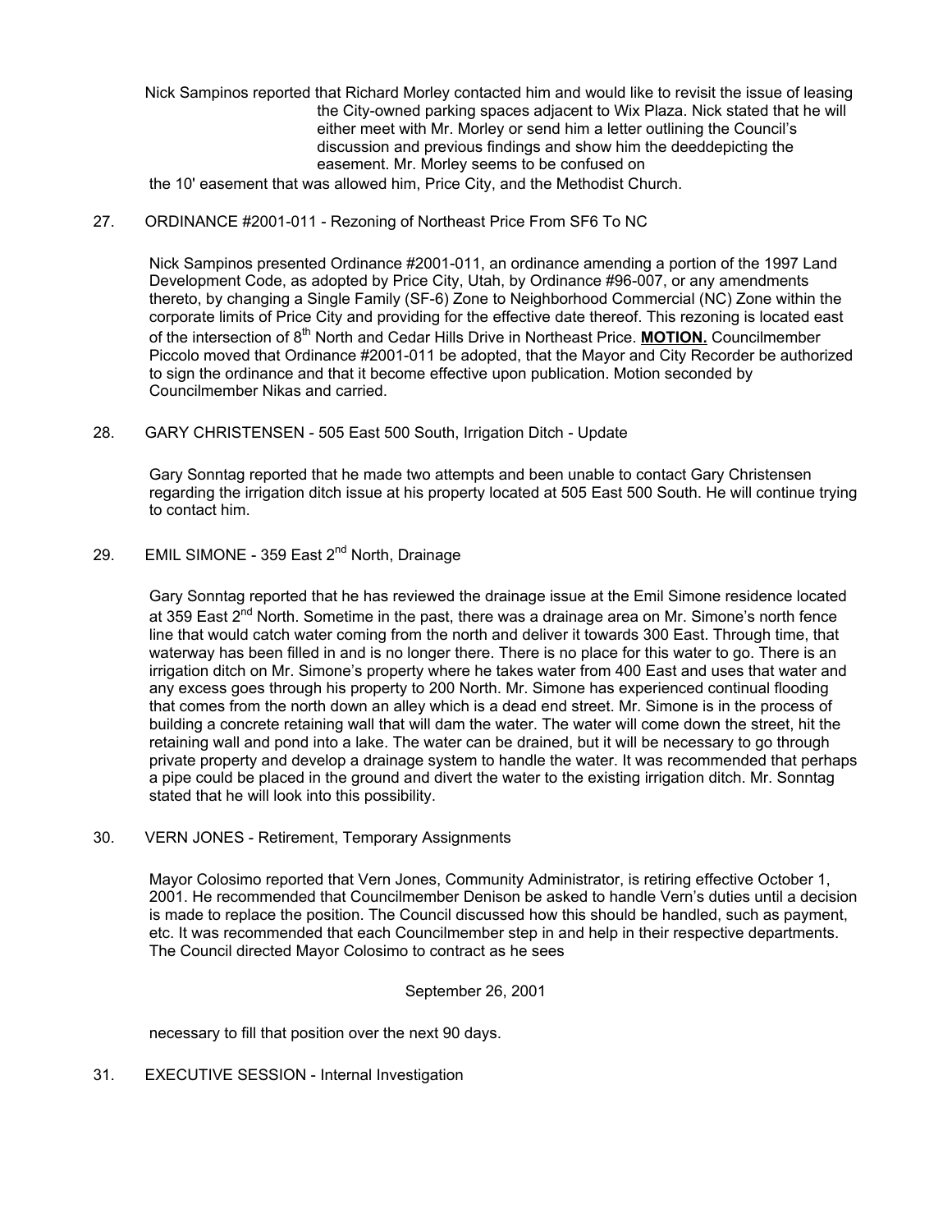Nick Sampinos reported that Richard Morley contacted him and would like to revisit the issue of leasing the City-owned parking spaces adjacent to Wix Plaza. Nick stated that he will either meet with Mr. Morley or send him a letter outlining the Council's discussion and previous findings and show him the deeddepicting the easement. Mr. Morley seems to be confused on the 10' easement that was allowed him, Price City, and the Methodist Church.

27. ORDINANCE #2001-011 - Rezoning of Northeast Price From SF6 To NC

Nick Sampinos presented Ordinance #2001-011, an ordinance amending a portion of the 1997 Land Development Code, as adopted by Price City, Utah, by Ordinance #96-007, or any amendments thereto, by changing a Single Family (SF-6) Zone to Neighborhood Commercial (NC) Zone within the corporate limits of Price City and providing for the effective date thereof. This rezoning is located east of the intersection of 8th North and Cedar Hills Drive in Northeast Price. **MOTION.** Councilmember Piccolo moved that Ordinance #2001-011 be adopted, that the Mayor and City Recorder be authorized to sign the ordinance and that it become effective upon publication. Motion seconded by Councilmember Nikas and carried.

28. GARY CHRISTENSEN - 505 East 500 South, Irrigation Ditch - Update

Gary Sonntag reported that he made two attempts and been unable to contact Gary Christensen regarding the irrigation ditch issue at his property located at 505 East 500 South. He will continue trying to contact him.

29. EMIL SIMONE - 359 East 2nd North, Drainage

Gary Sonntag reported that he has reviewed the drainage issue at the Emil Simone residence located at 359 East 2nd North. Sometime in the past, there was a drainage area on Mr. Simone's north fence line that would catch water coming from the north and deliver it towards 300 East. Through time, that waterway has been filled in and is no longer there. There is no place for this water to go. There is an irrigation ditch on Mr. Simone's property where he takes water from 400 East and uses that water and any excess goes through his property to 200 North. Mr. Simone has experienced continual flooding that comes from the north down an alley which is a dead end street. Mr. Simone is in the process of building a concrete retaining wall that will dam the water. The water will come down the street, hit the retaining wall and pond into a lake. The water can be drained, but it will be necessary to go through private property and develop a drainage system to handle the water. It was recommended that perhaps a pipe could be placed in the ground and divert the water to the existing irrigation ditch. Mr. Sonntag stated that he will look into this possibility.

30. VERN JONES - Retirement, Temporary Assignments

Mayor Colosimo reported that Vern Jones, Community Administrator, is retiring effective October 1, 2001. He recommended that Councilmember Denison be asked to handle Vern's duties until a decision is made to replace the position. The Council discussed how this should be handled, such as payment, etc. It was recommended that each Councilmember step in and help in their respective departments. The Council directed Mayor Colosimo to contract as he sees necessary to fill that position over the next 90 days.

31. EXECUTIVE SESSION - Internal Investigation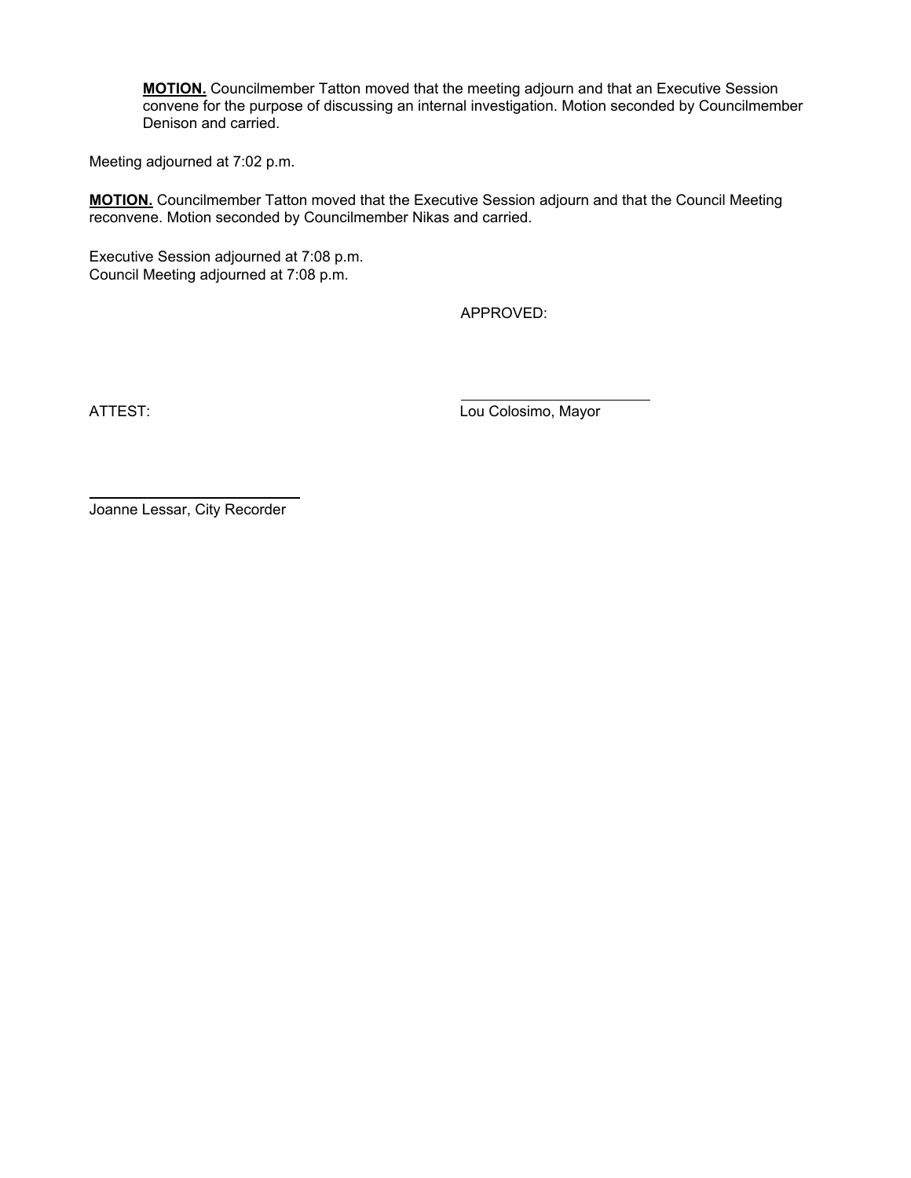**MOTION.** Councilmember Tatton moved that the meeting adjourn and that an Executive Session convene for the purpose of discussing an internal investigation. Motion seconded by Councilmember Denison and carried.

Meeting adjourned at 7:02 p.m.

**MOTION.** Councilmember Tatton moved that the Executive Session adjourn and that the Council Meeting reconvene. Motion seconded by Councilmember Nikas and carried.

Executive Session adjourned at 7:08 p.m.
Council Meeting adjourned at 7:08 p.m.

APPROVED:

ATTEST:

\_\_\_\_\_\_\_\_\_\_\_\_\_\_\_\_\_\_\_\_\_\_\_\_
Lou Colosimo, Mayor

\_\_\_\_\_\_\_\_\_\_\_\_\_\_\_\_\_\_\_\_\_\_\_\_
Joanne Lessar, City Recorder